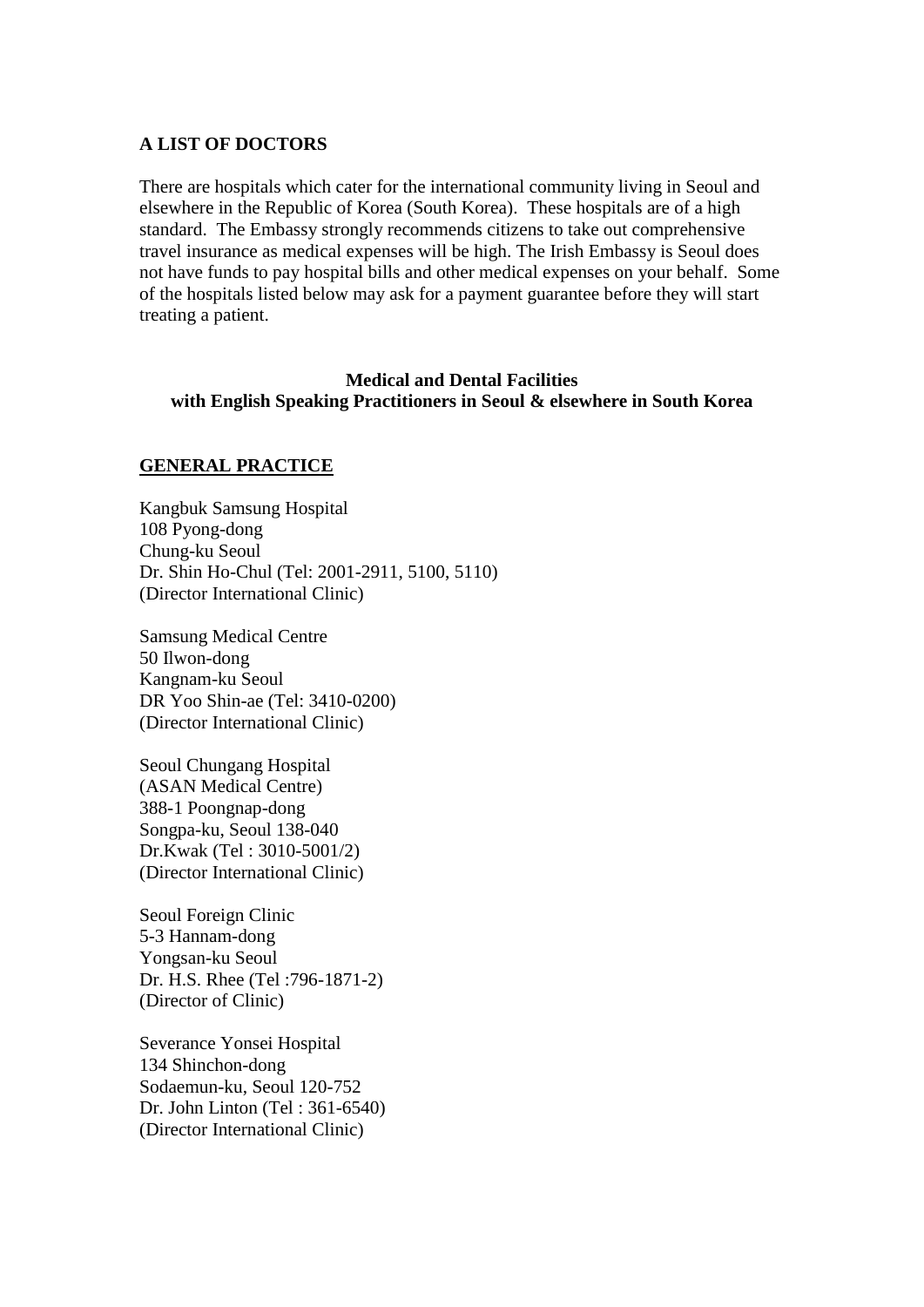**A LIST OF DOCTORS**

There are hospitals which cater for the international community living in Seoul and elsewhere in the Republic of Korea (South Korea). These hospitals are of a high standard. The Embassy strongly recommends citizens to take out comprehensive travel insurance as medical expenses will be high. The Irish Embassy is Seoul does not have funds to pay hospital bills and other medical expenses on your behalf. Some of the hospitals listed below may ask for a payment guarantee before they will start treating a patient.

**Medical and Dental Facilities**
**with English Speaking Practitioners in Seoul & elsewhere in South Korea**

**GENERAL PRACTICE**

Kangbuk Samsung Hospital
108 Pyong-dong
Chung-ku Seoul
Dr. Shin Ho-Chul (Tel: 2001-2911, 5100, 5110)
(Director International Clinic)

Samsung Medical Centre
50 Ilwon-dong
Kangnam-ku Seoul
DR Yoo Shin-ae (Tel: 3410-0200)
(Director International Clinic)

Seoul Chungang Hospital
(ASAN Medical Centre)
388-1 Poongnap-dong
Songpa-ku, Seoul 138-040
Dr.Kwak (Tel : 3010-5001/2)
(Director International Clinic)

Seoul Foreign Clinic
5-3 Hannam-dong
Yongsan-ku Seoul
Dr. H.S. Rhee (Tel :796-1871-2)
(Director of Clinic)

Severance Yonsei Hospital
134 Shinchon-dong
Sodaemun-ku, Seoul 120-752
Dr. John Linton (Tel : 361-6540)
(Director International Clinic)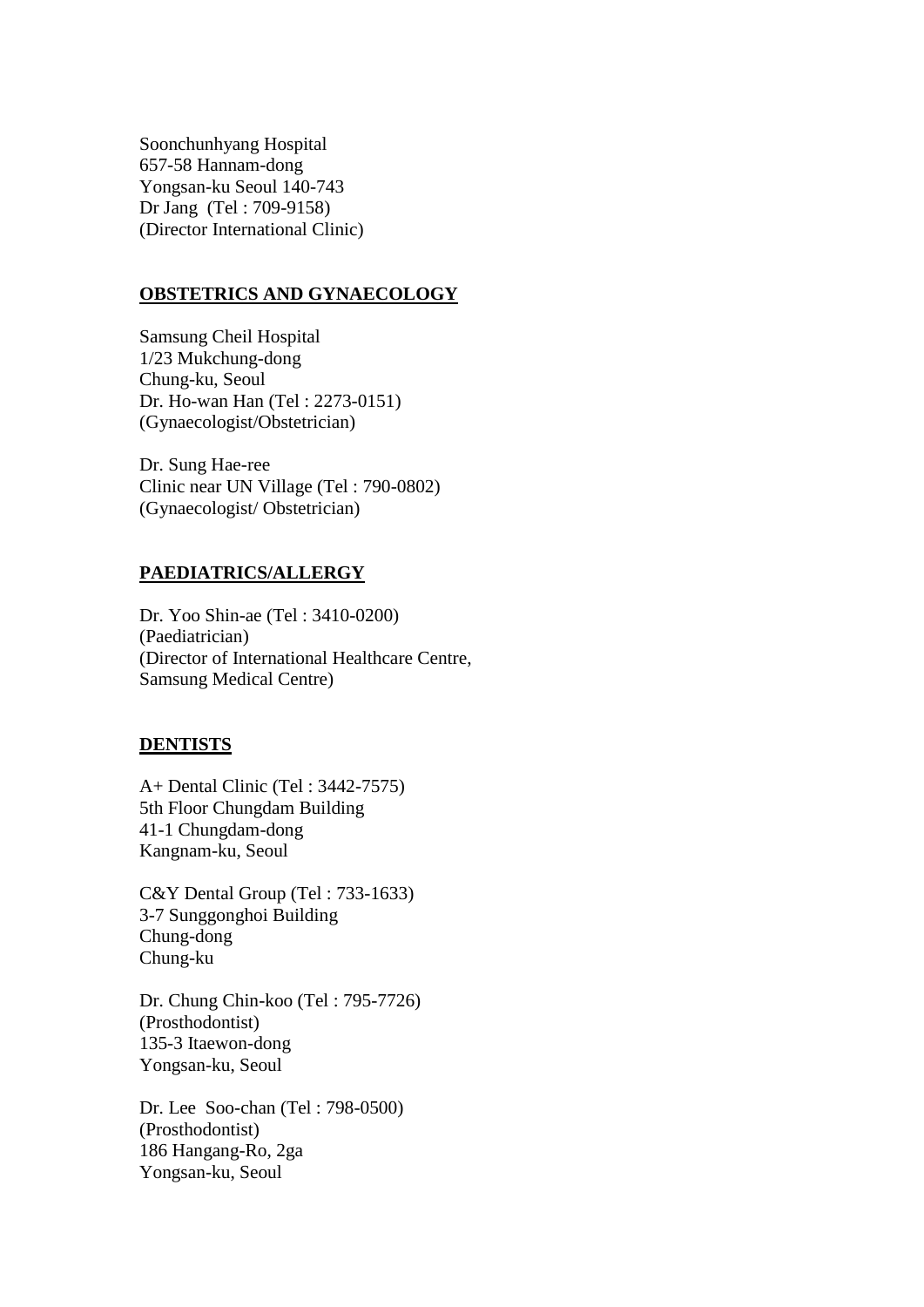Soonchunhyang Hospital
657-58 Hannam-dong
Yongsan-ku Seoul 140-743
Dr Jang (Tel : 709-9158)
(Director International Clinic)

## OBSTETRICS AND GYNAECOLOGY

Samsung Cheil Hospital
1/23 Mukchung-dong
Chung-ku, Seoul
Dr. Ho-wan Han (Tel : 2273-0151)
(Gynaecologist/Obstetrician)

Dr. Sung Hae-ree
Clinic near UN Village (Tel : 790-0802)
(Gynaecologist/ Obstetrician)

## PAEDIATRICS/ALLERGY

Dr. Yoo Shin-ae (Tel : 3410-0200)
(Paediatrician)
(Director of International Healthcare Centre,
Samsung Medical Centre)

## DENTISTS

A+ Dental Clinic (Tel : 3442-7575)
5th Floor Chungdam Building
41-1 Chungdam-dong
Kangnam-ku, Seoul

C&Y Dental Group (Tel : 733-1633)
3-7 Sunggonghoi Building
Chung-dong
Chung-ku

Dr. Chung Chin-koo (Tel : 795-7726)
(Prosthodontist)
135-3 Itaewon-dong
Yongsan-ku, Seoul

Dr. Lee Soo-chan (Tel : 798-0500)
(Prosthodontist)
186 Hangang-Ro, 2ga
Yongsan-ku, Seoul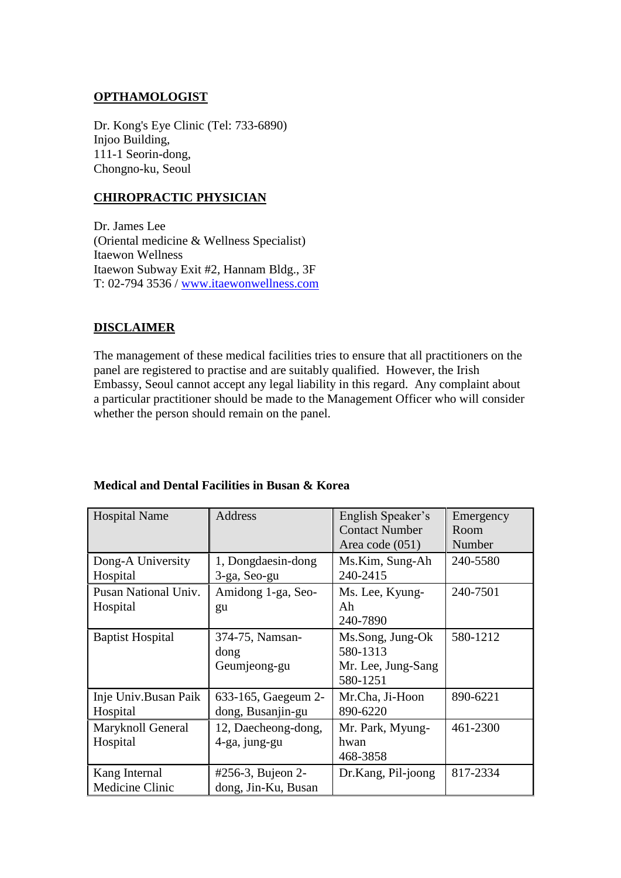## OPTHAMOLOGIST

Dr. Kong's Eye Clinic (Tel: 733-6890)
Injoo Building,
111-1 Seorin-dong,
Chongno-ku, Seoul

## CHIROPRACTIC PHYSICIAN

Dr. James Lee
(Oriental medicine & Wellness Specialist)
Itaewon Wellness
Itaewon Subway Exit #2, Hannam Bldg., 3F
T: 02-794 3536 / [www.itaewonwellness.com](http://www.itaewonwellness.com)

## DISCLAIMER

The management of these medical facilities tries to ensure that all practitioners on the panel are registered to practise and are suitably qualified. However, the Irish Embassy, Seoul cannot accept any legal liability in this regard. Any complaint about a particular practitioner should be made to the Management Officer who will consider whether the person should remain on the panel.

**Medical and Dental Facilities in Busan & Korea**

| Hospital Name | Address | English Speaker's Contact Number Area code (051) | Emergency Room Number |
|---|---|---|---|
| Dong-A University Hospital | 1, Dongdaesin-dong 3-ga, Seo-gu | Ms.Kim, Sung-Ah 240-2415 | 240-5580 |
| Pusan National Univ. Hospital | Amidong 1-ga, Seo-gu | Ms. Lee, Kyung-Ah 240-7890 | 240-7501 |
| Baptist Hospital | 374-75, Namsan-dong Geumjeong-gu | Ms.Song, Jung-Ok 580-1313 Mr. Lee, Jung-Sang 580-1251 | 580-1212 |
| Inje Univ.Busan Paik Hospital | 633-165, Gaegeum 2-dong, Busanjin-gu | Mr.Cha, Ji-Hoon 890-6220 | 890-6221 |
| Maryknoll General Hospital | 12, Daecheong-dong, 4-ga, jung-gu | Mr. Park, Myung-hwan 468-3858 | 461-2300 |
| Kang Internal Medicine Clinic | #256-3, Bujeon 2-dong, Jin-Ku, Busan | Dr.Kang, Pil-joong | 817-2334 |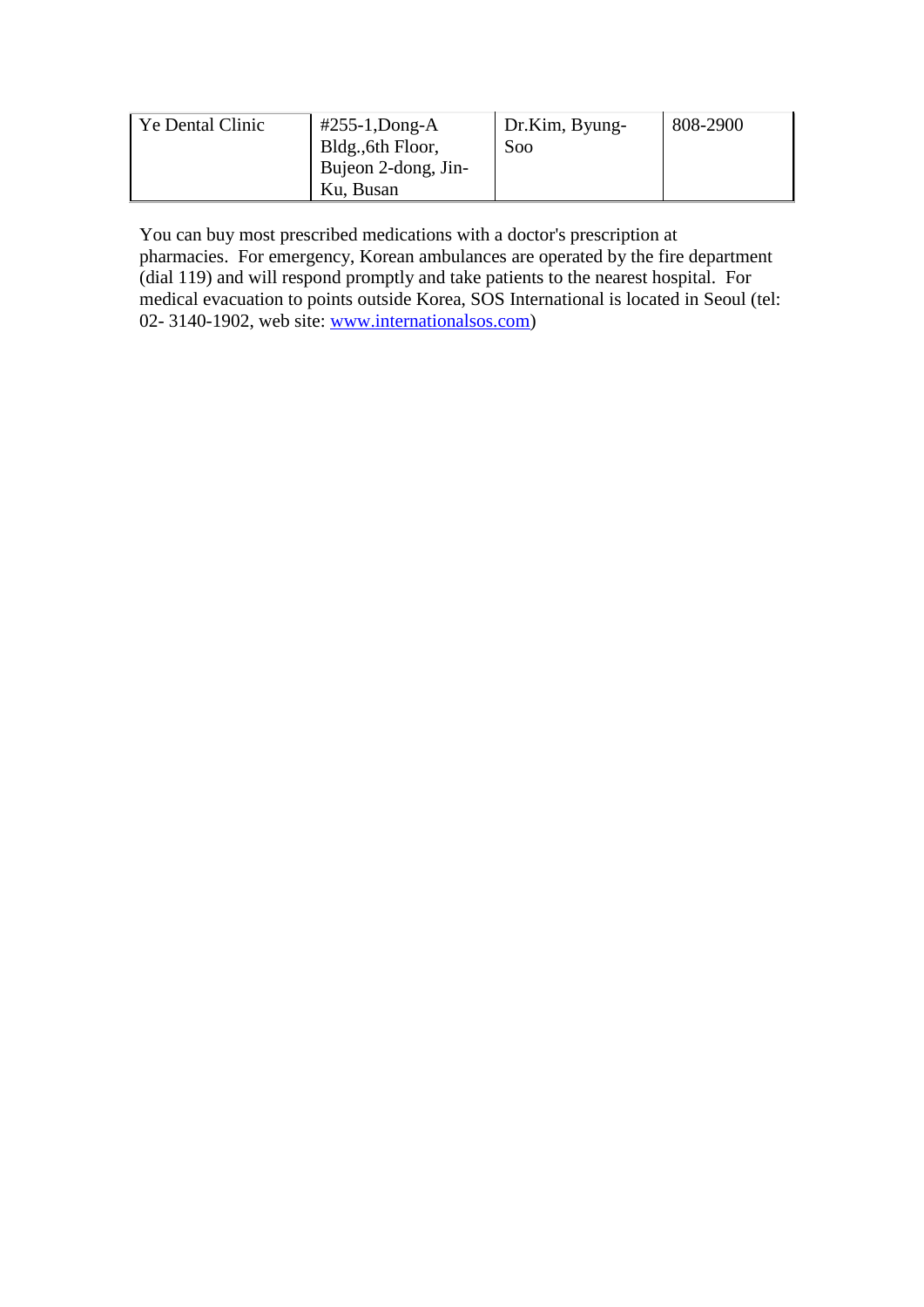| | | | |
|---|---|---|---|
| Ye Dental Clinic | #255-1,Dong-A Bldg.,6th Floor, Bujeon 2-dong, Jin-Ku, Busan | Dr.Kim, Byung-Soo | 808-2900 |

You can buy most prescribed medications with a doctor's prescription at pharmacies. For emergency, Korean ambulances are operated by the fire department (dial 119) and will respond promptly and take patients to the nearest hospital. For medical evacuation to points outside Korea, SOS International is located in Seoul (tel: 02- 3140-1902, web site: www.internationalsos.com)